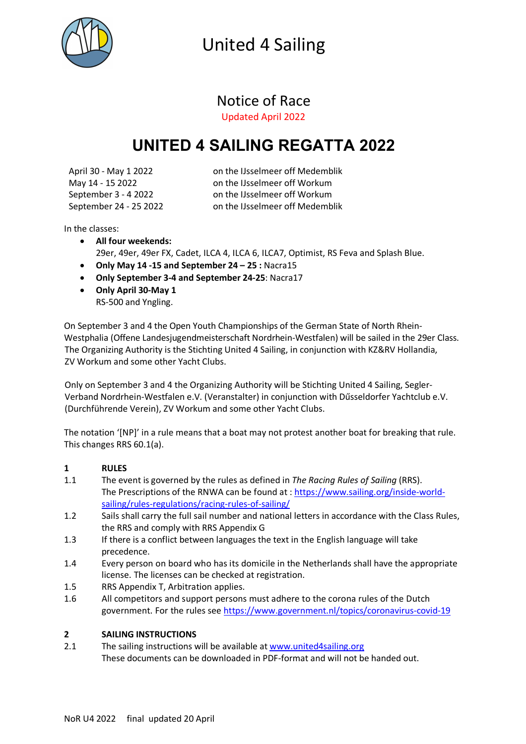# United 4 Sailing

## Notice of Race

Updated April 2022

# UNITED 4 SAILING REGATTA 2022

| | |
|---|---|
| April 30 - May 1 2022 | on the IJsselmeer off Medemblik |
| May 14 - 15 2022 | on the IJsselmeer off Workum |
| September 3 - 4 2022 | on the IJsselmeer off Workum |
| September 24 - 25 2022 | on the IJsselmeer off Medemblik |

In the classes:

- **All four weekends:**
  29er, 49er, 49er FX, Cadet, ILCA 4, ILCA 6, ILCA7, Optimist, RS Feva and Splash Blue.
- **Only May 14 -15 and September 24 – 25 :** Nacra15
- **Only September 3-4 and September 24-25**: Nacra17
- **Only April 30-May 1**
  RS-500 and Yngling.

On September 3 and 4 the Open Youth Championships of the German State of North Rhein-Westphalia (Offene Landesjugendmeisterschaft Nordrhein-Westfalen) will be sailed in the 29er Class. The Organizing Authority is the Stichting United 4 Sailing, in conjunction with KZ&RV Hollandia, ZV Workum and some other Yacht Clubs.

Only on September 3 and 4 the Organizing Authority will be Stichting United 4 Sailing, Segler-Verband Nordrhein-Westfalen e.V. (Veranstalter) in conjunction with Dűsseldorfer Yachtclub e.V. (Durchführende Verein), ZV Workum and some other Yacht Clubs.

The notation '[NP]' in a rule means that a boat may not protest another boat for breaking that rule. This changes RRS 60.1(a).

## 1 RULES

1.1 The event is governed by the rules as defined in *The Racing Rules of Sailing* (RRS). The Prescriptions of the RNWA can be found at : https://www.sailing.org/inside-world-sailing/rules-regulations/racing-rules-of-sailing/

1.2 Sails shall carry the full sail number and national letters in accordance with the Class Rules, the RRS and comply with RRS Appendix G

1.3 If there is a conflict between languages the text in the English language will take precedence.

1.4 Every person on board who has its domicile in the Netherlands shall have the appropriate license. The licenses can be checked at registration.

1.5 RRS Appendix T, Arbitration applies.

1.6 All competitors and support persons must adhere to the corona rules of the Dutch government. For the rules see https://www.government.nl/topics/coronavirus-covid-19

## 2 SAILING INSTRUCTIONS

2.1 The sailing instructions will be available at www.united4sailing.org
These documents can be downloaded in PDF-format and will not be handed out.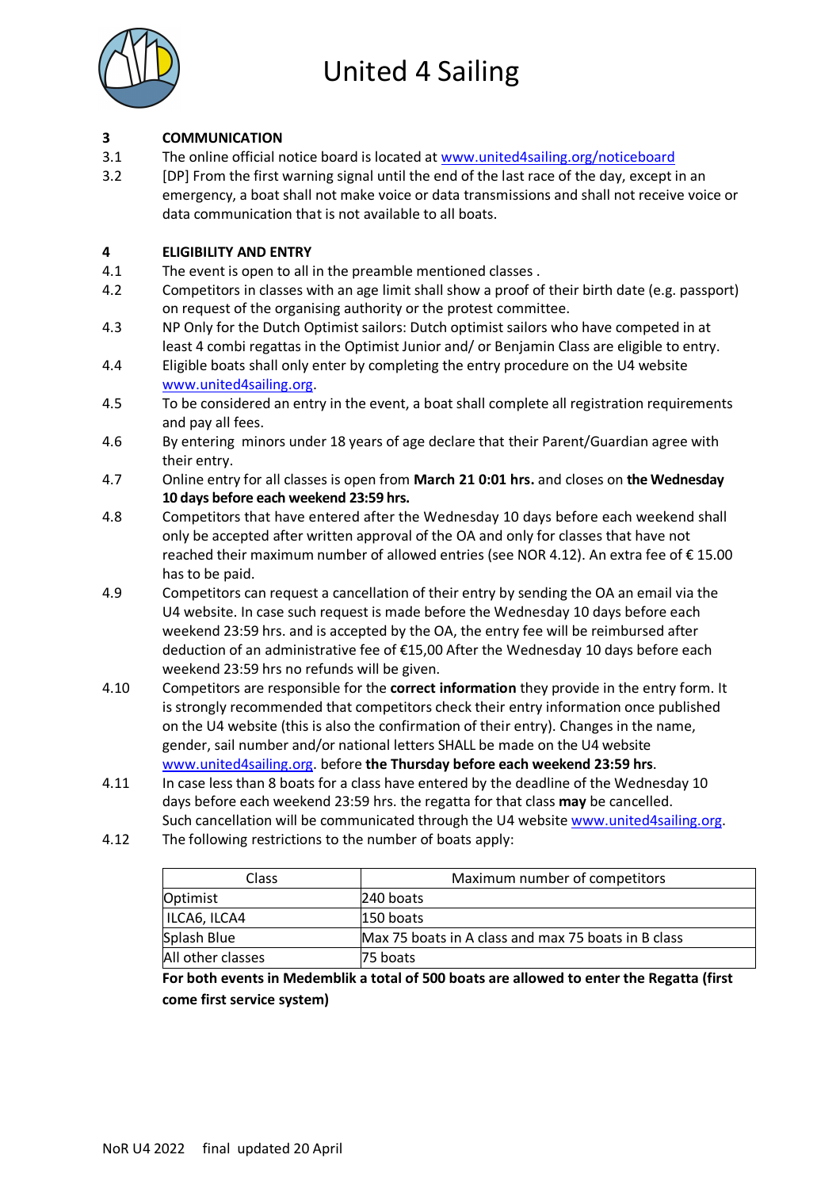## 3 COMMUNICATION

3.1 The online official notice board is located at [www.united4sailing.org/noticeboard](www.united4sailing.org/noticeboard)

3.2 [DP] From the first warning signal until the end of the last race of the day, except in an emergency, a boat shall not make voice or data transmissions and shall not receive voice or data communication that is not available to all boats.

## 4 ELIGIBILITY AND ENTRY

4.1 The event is open to all in the preamble mentioned classes .

4.2 Competitors in classes with an age limit shall show a proof of their birth date (e.g. passport) on request of the organising authority or the protest committee.

4.3 NP Only for the Dutch Optimist sailors: Dutch optimist sailors who have competed in at least 4 combi regattas in the Optimist Junior and/ or Benjamin Class are eligible to entry.

4.4 Eligible boats shall only enter by completing the entry procedure on the U4 website [www.united4sailing.org](www.united4sailing.org).

4.5 To be considered an entry in the event, a boat shall complete all registration requirements and pay all fees.

4.6 By entering minors under 18 years of age declare that their Parent/Guardian agree with their entry.

4.7 Online entry for all classes is open from **March 21 0:01 hrs.** and closes on **the Wednesday 10 days before each weekend 23:59 hrs.**

4.8 Competitors that have entered after the Wednesday 10 days before each weekend shall only be accepted after written approval of the OA and only for classes that have not reached their maximum number of allowed entries (see NOR 4.12). An extra fee of € 15.00 has to be paid.

4.9 Competitors can request a cancellation of their entry by sending the OA an email via the U4 website. In case such request is made before the Wednesday 10 days before each weekend 23:59 hrs. and is accepted by the OA, the entry fee will be reimbursed after deduction of an administrative fee of €15,00 After the Wednesday 10 days before each weekend 23:59 hrs no refunds will be given.

4.10 Competitors are responsible for the **correct information** they provide in the entry form. It is strongly recommended that competitors check their entry information once published on the U4 website (this is also the confirmation of their entry). Changes in the name, gender, sail number and/or national letters SHALL be made on the U4 website [www.united4sailing.org](www.united4sailing.org). before **the Thursday before each weekend 23:59 hrs**.

4.11 In case less than 8 boats for a class have entered by the deadline of the Wednesday 10 days before each weekend 23:59 hrs. the regatta for that class **may** be cancelled. Such cancellation will be communicated through the U4 website [www.united4sailing.org](www.united4sailing.org).

4.12 The following restrictions to the number of boats apply:

| Class | Maximum number of competitors |
|---|---|
| Optimist | 240 boats |
| ILCA6, ILCA4 | 150 boats |
| Splash Blue | Max 75 boats in A class and max 75 boats in B class |
| All other classes | 75 boats |

**For both events in Medemblik a total of 500 boats are allowed to enter the Regatta (first come first service system)**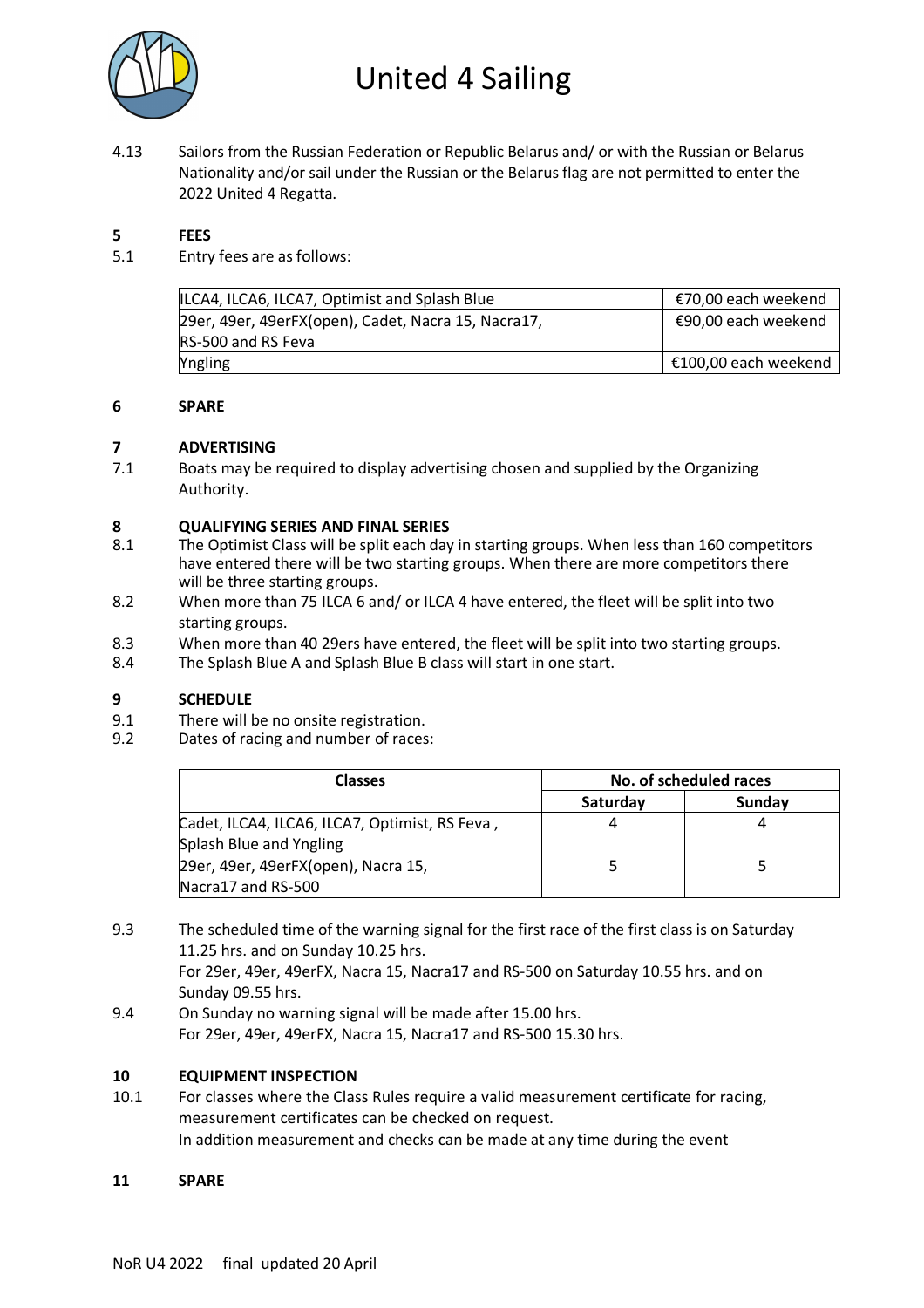4.13 Sailors from the Russian Federation or Republic Belarus and/ or with the Russian or Belarus Nationality and/or sail under the Russian or the Belarus flag are not permitted to enter the 2022 United 4 Regatta.

## 5 FEES

5.1 Entry fees are as follows:

| | |
|---|---|
| ILCA4, ILCA6, ILCA7, Optimist and Splash Blue | €70,00 each weekend |
| 29er, 49er, 49erFX(open), Cadet, Nacra 15, Nacra17, RS-500 and RS Feva | €90,00 each weekend |
| Yngling | €100,00 each weekend |

## 6 SPARE

## 7 ADVERTISING

7.1 Boats may be required to display advertising chosen and supplied by the Organizing Authority.

## 8 QUALIFYING SERIES AND FINAL SERIES

8.1 The Optimist Class will be split each day in starting groups. When less than 160 competitors have entered there will be two starting groups. When there are more competitors there will be three starting groups.

8.2 When more than 75 ILCA 6 and/ or ILCA 4 have entered, the fleet will be split into two starting groups.

8.3 When more than 40 29ers have entered, the fleet will be split into two starting groups.

8.4 The Splash Blue A and Splash Blue B class will start in one start.

## 9 SCHEDULE

9.1 There will be no onsite registration.

9.2 Dates of racing and number of races:

| Classes | No. of scheduled races | |
|---|---|---|
| | Saturday | Sunday |
| Cadet, ILCA4, ILCA6, ILCA7, Optimist, RS Feva , Splash Blue and Yngling | 4 | 4 |
| 29er, 49er, 49erFX(open), Nacra 15, Nacra17 and RS-500 | 5 | 5 |

9.3 The scheduled time of the warning signal for the first race of the first class is on Saturday 11.25 hrs. and on Sunday 10.25 hrs.
For 29er, 49er, 49erFX, Nacra 15, Nacra17 and RS-500 on Saturday 10.55 hrs. and on Sunday 09.55 hrs.

9.4 On Sunday no warning signal will be made after 15.00 hrs.
For 29er, 49er, 49erFX, Nacra 15, Nacra17 and RS-500 15.30 hrs.

## 10 EQUIPMENT INSPECTION

10.1 For classes where the Class Rules require a valid measurement certificate for racing, measurement certificates can be checked on request.
In addition measurement and checks can be made at any time during the event

## 11 SPARE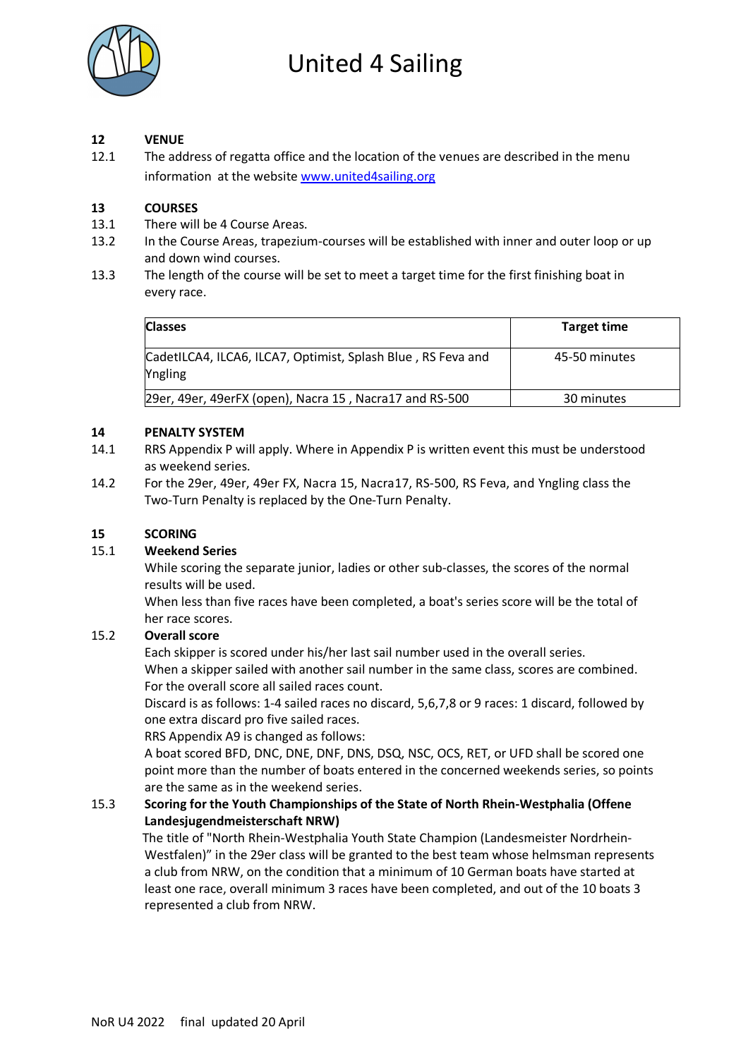## 12 VENUE

12.1 The address of regatta office and the location of the venues are described in the menu information at the website [www.united4sailing.org](www.united4sailing.org)

## 13 COURSES

13.1 There will be 4 Course Areas.

13.2 In the Course Areas, trapezium-courses will be established with inner and outer loop or up and down wind courses.

13.3 The length of the course will be set to meet a target time for the first finishing boat in every race.

| Classes | Target time |
|---|---|
| CadetILCA4, ILCA6, ILCA7, Optimist, Splash Blue , RS Feva and Yngling | 45-50 minutes |
| 29er, 49er, 49erFX (open), Nacra 15 , Nacra17 and RS-500 | 30 minutes |

## 14 PENALTY SYSTEM

14.1 RRS Appendix P will apply. Where in Appendix P is written event this must be understood as weekend series.

14.2 For the 29er, 49er, 49er FX, Nacra 15, Nacra17, RS-500, RS Feva, and Yngling class the Two-Turn Penalty is replaced by the One-Turn Penalty.

## 15 SCORING

15.1 **Weekend Series**

While scoring the separate junior, ladies or other sub-classes, the scores of the normal results will be used.

When less than five races have been completed, a boat's series score will be the total of her race scores.

15.2 **Overall score**

Each skipper is scored under his/her last sail number used in the overall series.

When a skipper sailed with another sail number in the same class, scores are combined.

For the overall score all sailed races count.

Discard is as follows: 1-4 sailed races no discard, 5,6,7,8 or 9 races: 1 discard, followed by one extra discard pro five sailed races.

RRS Appendix A9 is changed as follows:

A boat scored BFD, DNC, DNE, DNF, DNS, DSQ, NSC, OCS, RET, or UFD shall be scored one point more than the number of boats entered in the concerned weekends series, so points are the same as in the weekend series.

15.3 **Scoring for the Youth Championships of the State of North Rhein-Westphalia (Offene Landesjugendmeisterschaft NRW)**

The title of "North Rhein-Westphalia Youth State Champion (Landesmeister Nordrhein-Westfalen)" in the 29er class will be granted to the best team whose helmsman represents a club from NRW, on the condition that a minimum of 10 German boats have started at least one race, overall minimum 3 races have been completed, and out of the 10 boats 3 represented a club from NRW.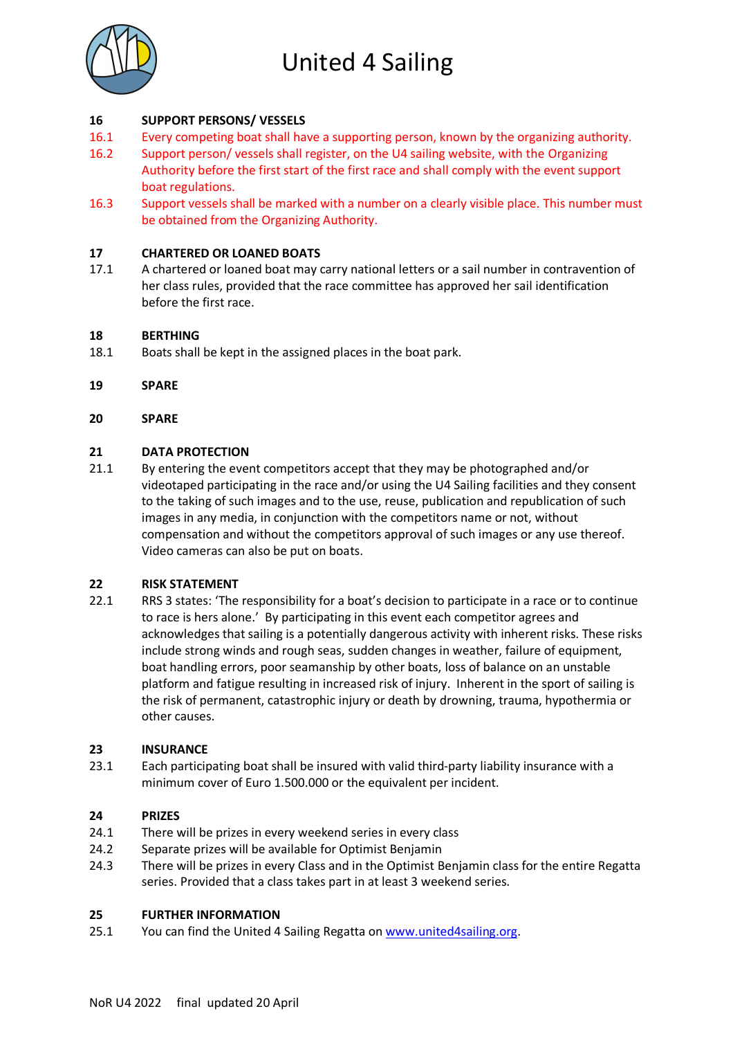# United 4 Sailing

**16 SUPPORT PERSONS/ VESSELS**

16.1 Every competing boat shall have a supporting person, known by the organizing authority.

16.2 Support person/ vessels shall register, on the U4 sailing website, with the Organizing Authority before the first start of the first race and shall comply with the event support boat regulations.

16.3 Support vessels shall be marked with a number on a clearly visible place. This number must be obtained from the Organizing Authority.

**17 CHARTERED OR LOANED BOATS**

17.1 A chartered or loaned boat may carry national letters or a sail number in contravention of her class rules, provided that the race committee has approved her sail identification before the first race.

**18 BERTHING**

18.1 Boats shall be kept in the assigned places in the boat park.

**19 SPARE**

**20 SPARE**

**21 DATA PROTECTION**

21.1 By entering the event competitors accept that they may be photographed and/or videotaped participating in the race and/or using the U4 Sailing facilities and they consent to the taking of such images and to the use, reuse, publication and republication of such images in any media, in conjunction with the competitors name or not, without compensation and without the competitors approval of such images or any use thereof. Video cameras can also be put on boats.

**22 RISK STATEMENT**

22.1 RRS 3 states: 'The responsibility for a boat's decision to participate in a race or to continue to race is hers alone.' By participating in this event each competitor agrees and acknowledges that sailing is a potentially dangerous activity with inherent risks. These risks include strong winds and rough seas, sudden changes in weather, failure of equipment, boat handling errors, poor seamanship by other boats, loss of balance on an unstable platform and fatigue resulting in increased risk of injury. Inherent in the sport of sailing is the risk of permanent, catastrophic injury or death by drowning, trauma, hypothermia or other causes.

**23 INSURANCE**

23.1 Each participating boat shall be insured with valid third-party liability insurance with a minimum cover of Euro 1.500.000 or the equivalent per incident.

**24 PRIZES**

24.1 There will be prizes in every weekend series in every class

24.2 Separate prizes will be available for Optimist Benjamin

24.3 There will be prizes in every Class and in the Optimist Benjamin class for the entire Regatta series. Provided that a class takes part in at least 3 weekend series.

**25 FURTHER INFORMATION**

25.1 You can find the United 4 Sailing Regatta on [www.united4sailing.org](http://www.united4sailing.org).